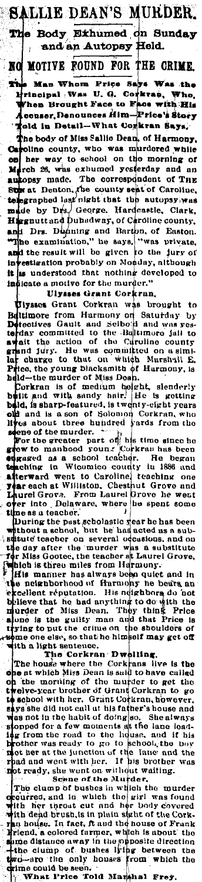# SALLIE DEAN'S MURDER.

## The Body Exhumed on Sunday and an Autopsy Held.

## NO MOTIVE FOUND FOR THE CRIME.

### The Man Whom Price Says Was the Principal Was U. G. Corkran, Who, When Brought Face to Face with His Accuser, Denounces Him—Price's Story Told in Detail—What Corkran Says.

The body of Miss Sallie Dean, of Harmony, Caroline county, who was murdered while on her way to school on the morning of March 26, was exhumed yesterday and an autopsy made. The correspondent of THE SUN at Denton, the county seat of Caroline, telegraphed last night that the autopsy was made by Drs. George. Hardcastle, Clark, Hignutt and Dunaway, of Caroline county, and Drs. Dunning and Barton, of Easton. "The examination," he says, "was private, and the result will be given to the jury of investigation probably on Monday, although it is understood that nothing developed to indicate a motive for the murder."

### Ulysses Grant Corkran.

Ulysses Grant Corkran was brought to Baltimore from Harmony on Saturday by Detectives Gault and Seibold and was yesterday committed to the Baltimore jail to await the action of the Caroline county grand jury. He was committed on a similar charge to that on which Marshall E. Price, the young blacksmith of Harmony, is held—the murder of Miss Dean.

Corkran is of medium height, slenderly built and with sandy hair. He is getting bald, is sharp-featured, is twenty-eight years old and is a son of Solomon Corkran, who lives about three hundred yards from the scene of the murder.

For the greater part of his time since he grew to manhood young Corkran has been engaged as a school teacher. He began teaching in Wicomico county in 1886 and afterward went to Caroline, teaching one year each at Williston, Chestnut Grove and Laurel Grove. From Laurel Grove he went over into Delaware, where he spent some time as a teacher.

During the past scholastic year he has been without a school, but he has acted as a substitute teacher on several occasions, and on the day after the murder was a substitute for Miss Gootee, the teacher at Laurel Grove, which is three miles from Harmony.

His manner has always been quiet and in the neighborhood of Harmony he bears an excellent reputation. His neighbors do not believe that he had anything to do with the murder of Miss Dean. They think Price alone is the guilty man and that Price is trying to put the crime on the shoulders of some one else, so that he himself may get off with a light sentence.

### The Corkran Dwelling.

The house where the Corkrans live is the one at which Miss Dean is said to have called on the morning of the murder to get the twelve-year brother of Grant Corkran to go to school with her. Grant Corkran, however, says she did not call at his father's house and was not in the habit of doing so. She always stopped for a few moments at the lane leading from the road to the house, and if his brother was ready to go to school, the boy met her at the junction of the lane and the road and went with her. If his brother was not ready, she went on without waiting.

### Scene of the Murder.

The clump of bushes in which the murder occurred, and in which the girl was found with her throat cut and her body covered with dead brush, is in plain sight of the Corkran house. In fact, it and the house of Frank Friend, a colored farmer, which is about the same distance away in the opposite direction—the clump of bushes lying between the two—are the only houses from which the crime could be seen.

### What Price Told Marshal Frey.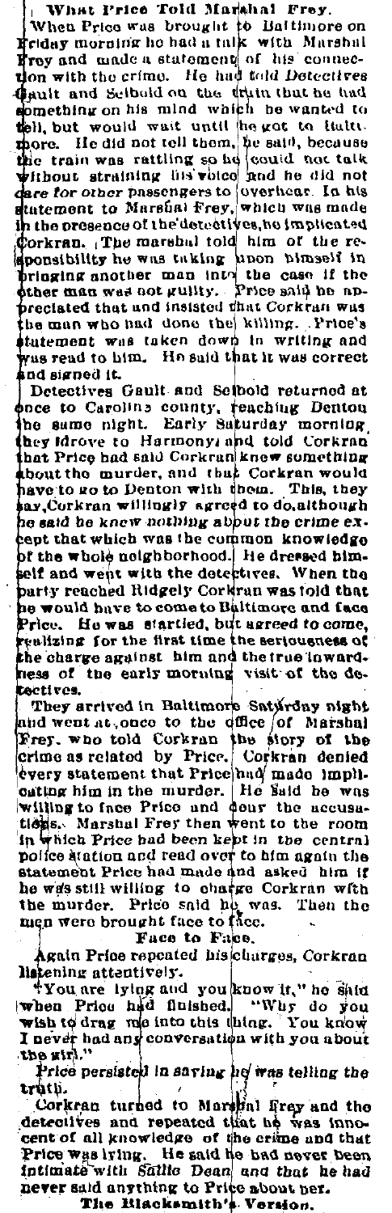### What Price Told Marshal Frey.

When Price was brought to Baltimore on Friday morning he had a talk with Marshal Frey and made a statement of his connection with the crime. He had told Detectives Gault and Seibold on the train that he had something on his mind which he wanted to tell, but would wait until he got to Baltimore. He did not tell them, he said, because the train was rattling so he could not talk without straining his voice and he did not dare for other passengers to overhear. In his statement to Marshal Frey, which was made in the presence of the detectives, he implicated Corkran. The marshal told him of the responsibility he was taking upon himself in bringing another man into the case if the other man was not guilty. Price said he appreciated that and insisted that Corkran was the man who had done the killing. Price's statement was taken down in writing and was read to him. He said that it was correct and signed it.

Detectives Gault and Seibold returned at once to Caroline county, reaching Denton the same night. Early Saturday morning they drove to Harmony, and told Corkran that Price had said Corkran knew something about the murder, and that Corkran would have to go to Denton with them. This, they say, Corkran willingly agreed to do, although he said he knew nothing about the crime except that which was the common knowledge of the whole neighborhood. He dressed himself and went with the detectives. When the party reached Ridgely Corkran was told that he would have to come to Baltimore and face Price. He was startled, but agreed to come, realizing for the first time the seriousness of the charge against him and the true inwardness of the early morning visit of the detectives.

They arrived in Baltimore Saturday night and went at once to the office of Marshal Frey, who told Corkran the story of the crime as related by Price. Corkran denied every statement that Price had made implicating him in the murder. He said he was willing to face Price and deny the accusations. Marshal Frey then went to the room in which Price had been kept in the central police station and read over to him again the statement Price had made and asked him if he was still willing to charge Corkran with the murder. Price said he was. Then the men were brought face to face.

### Face to Face.

Again Price repeated his charges, Corkran listening attentively.

"You are lying and you know it," he said when Price had finished. "Why do you wish to drag me into this thing. You know I never had any conversation with you about the girl."

Price persisted in saying he was telling the truth.

Corkran turned to Marshal Frey and the detectives and repeated that he was innocent of all knowledge of the crime and that Price was lying. He said he had never been intimate with Sallie Dean and that he had never said anything to Price about her.

### The Blacksmith's Version.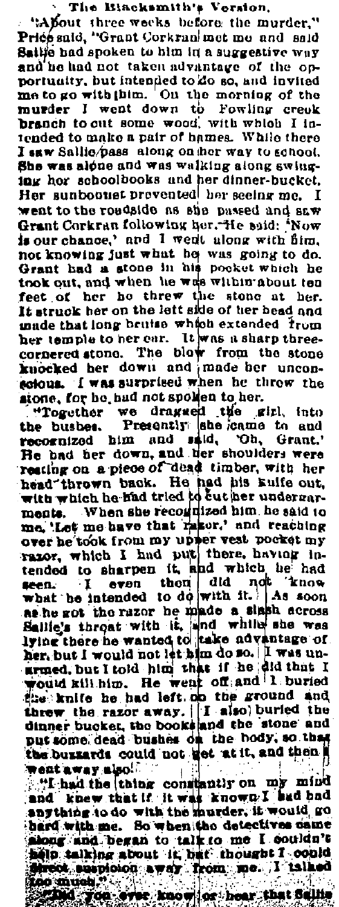### The Blacksmith's Version.

"About three weeks before the murder," Price said, "Grant Corkran met me and said Sallie had spoken to him in a suggestive way and he had not taken advantage of the opportunity, but intended to do so, and invited me to go with him. On the morning of the murder I went down to Fowling creek branch to cut some wood, with which I intended to make a pair of hames. While there I saw Sallie pass along on her way to school. She was alone and was walking along swinging her schoolbooks and her dinner-bucket. Her sunbonnet prevented her seeing me. I went to the roadside as she passed and saw Grant Corkran following her. He said: 'Now is our chance,' and I went along with him, not knowing just what he was going to do. Grant had a stone in his pocket which he took out, and when he was within about ten feet of her he threw the stone at her. It struck her on the left side of her head and made that long bruise which extended from her temple to her ear. It was a sharp three-cornered stone. The blow from the stone knocked her down and made her unconscious. I was surprised when he threw the stone, for he had not spoken to her.

"Together we dragged the girl into the bushes. Presently she came to and recognized him and said, 'Oh, Grant.' He had her down, and her shoulders were resting on a piece of dead timber, with her head thrown back. He had his knife out, with which he had tried to cut her undergarments. When she recognized him, he said to me, 'Let me have that razor,' and reaching over he took from my upper vest pocket my razor, which I had put there, having intended to sharpen it, and which he had seen. I even then did not know what he intended to do with it. As soon as he got the razor he made a slash across Sallie's throat with it, and while she was lying there he wanted to take advantage of her, but I would not let him do so. I was unarmed, but I told him that if he did that I would kill him. He went off and I buried the knife he had left on the ground and threw the razor away. I also buried the dinner bucket, the books and the stone and put some dead bushes on the body, so that the buzzards could not get at it, and then I went away also.

"I had the thing constantly on my mind and knew that if it was known I had had anything to do with the murder, it would go hard with me. So when the detectives came along and began to talk to me I couldn't help talking about it, but thought I could direct suspicion away from me. I talked too much."

"Did you ever know or hear that Sallie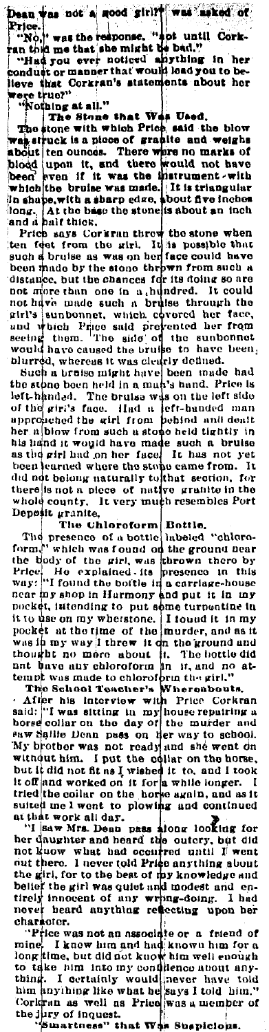Dean was not a good girl?" was asked of Price.

"No," was the response, "not until Corkran told me that she might be bad."

"Had you ever noticed anything in her conduct or manner that would lead you to believe that Corkran's statements about her were true?"

"Nothing at all."

### The Stone that Was Used.

The stone with which Price said the blow was struck is a piece of granite and weighs about ten ounces. There were no marks of blood upon it, and there would not have been even if it was the instrument with which the bruise was made. It is triangular in shape, with a sharp edge, about five inches long. At the base the stone is about an inch and a half thick.

Price says Corkran threw the stone when ten feet from the girl. It is possible that such a bruise as was on her face could have been made by the stone thrown from such a distance, but the chances for its doing so are not more than one in a hundred. It could not have made such a bruise through the girl's sunbonnet, which covered her face, and which Price said prevented her from seeing them. The side of the sunbonnet would have caused the bruise to have been blurred, whereas it was clearly defined.

Such a bruise might have been made had the stone been held in a man's hand. Price is left-handed. The bruise was on the left side of the girl's face. Had a left-handed man approached the girl from behind and dealt her a blow from such a stone held tightly in his hand it would have made such a bruise as the girl had on her face. It has not yet been learned where the stone came from. It did not belong naturally to that section, for there is not a piece of native granite in the whole county. It very much resembles Port Deposit granite.

### The Chloroform Bottle.

The presence of a bottle labeled "chloroform," which was found on the ground near the body of the girl, was thrown there by Price. He explained its presence in this way: "I found the bottle in a carriage-house near my shop in Harmony and put it in my pocket, intending to put some turpentine in it to use on my wherstone. I found it in my pocket at the time of the murder, and as it was in my way I threw it on the ground and thought no more about it. The bottle did not have any chloroform in it, and no attempt was made to chloroform the girl."

### The School Teacher's Whereabouts.

After his interview with Price Corkran said: "I was sitting in my house repairing a horse collar on the day of the murder and saw Sallie Dean pass on her way to school. My brother was not ready and she went on without him. I put the collar on the horse, but it did not fit as I wished it to, and I took it off and worked on it for a while longer. I tried the collar on the horse again, and as it suited me I went to plowing and continued at that work all day.

"I saw Mrs. Dean pass along looking for her daughter and heard the outcry, but did not know what had occurred until I went out there. I never told Price anything about the girl, for to the best of my knowledge and belief the girl was quiet and modest and entirely innocent of any wrong-doing. I had never heard anything reflecting upon her character.

"Price was not an associate or a friend of mine. I knew him and had known him for a long time, but did not know him well enough to take him into my confidence about anything. I certainly would never have told him anything like what he says I told him." Corkran as well as Price was a member of the jury of inquest.

### "Smartness" that Was Suspicious.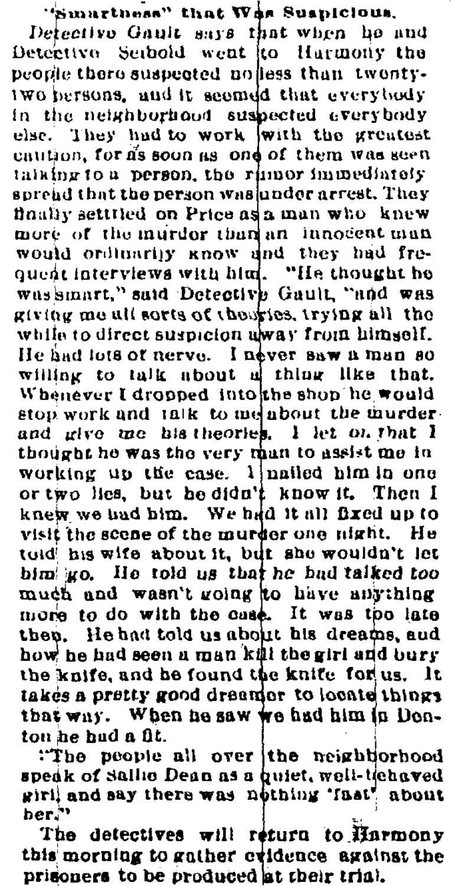## "Smartness" that Was Suspicious.

Detective Gault says that when he and Detective Seibold went to Harmony the people there suspected no less than twenty-two persons, and it seemed that everybody in the neighborhood suspected everybody else. They had to work with the greatest caution, for as soon as one of them was seen talking to a person, the rumor immediately spread that the person was under arrest. They finally settled on Price as a man who knew more of the murder than an innocent man would ordinarily know and they had frequent interviews with him. "He thought he was smart," said Detective Gault, "and was giving me all sorts of theories, trying all the while to direct suspicion away from himself. He had lots of nerve. I never saw a man so willing to talk about a thing like that. Whenever I dropped into the shop he would stop work and talk to me about the murder and give me his theories. I let on that I thought he was the very man to assist me in working up the case. I nailed him in one or two lies, but he didn't know it. Then I knew we had him. We had it all fixed up to visit the scene of the murder one night. He told his wife about it, but she wouldn't let him go. He told us that he had talked too much and wasn't going to have anything more to do with the case. It was too late then. He had told us about his dreams, and how he had seen a man kill the girl and bury the knife, and he found the knife for us. It takes a pretty good dreamer to locate things that way. When he saw we had him in Denton he had a fit.

"The people all over the neighborhood speak of Sallie Dean as a quiet, well-behaved girl, and say there was nothing 'fast' about her."

The detectives will return to Harmony this morning to gather evidence against the prisoners to be produced at their trial.